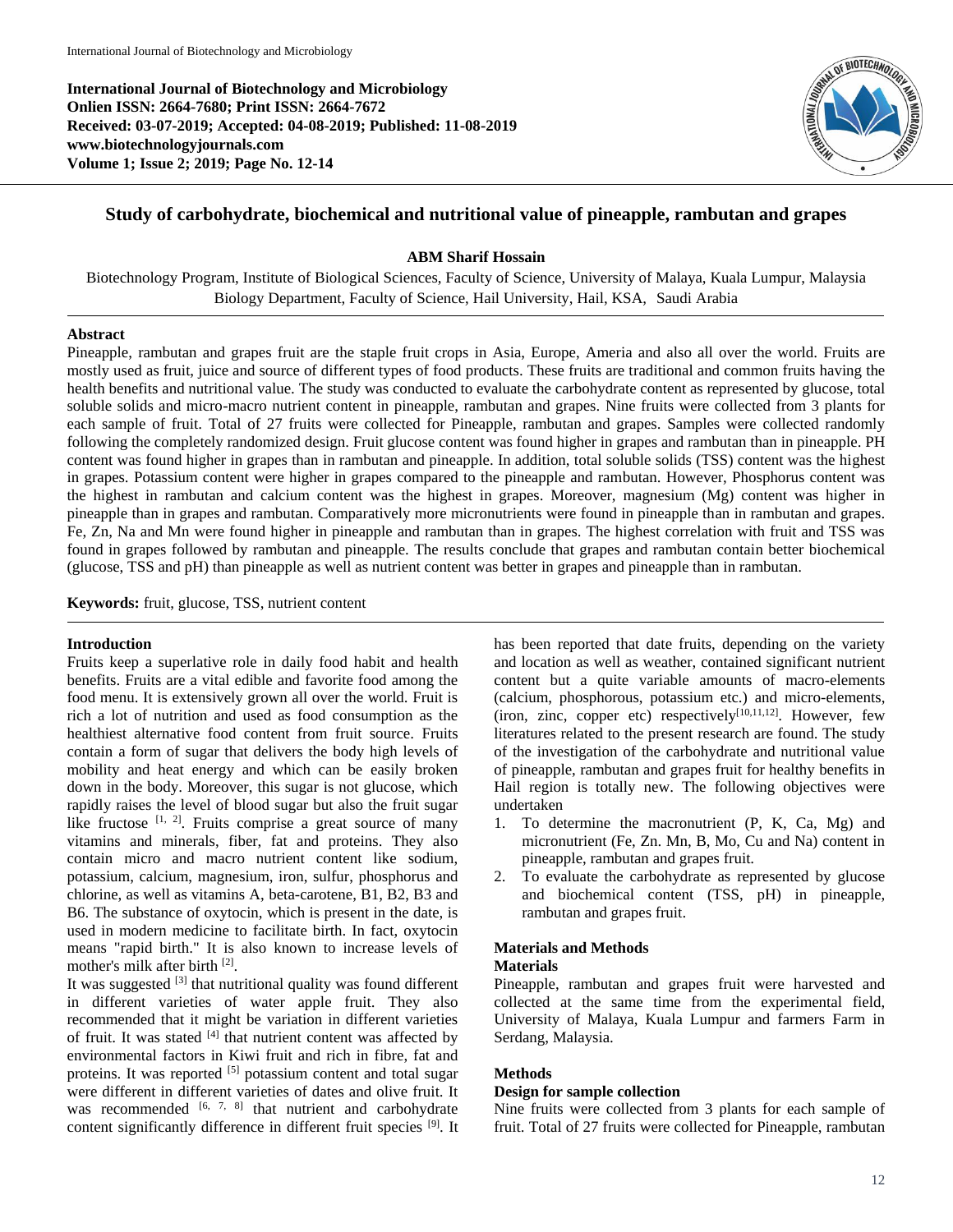International Journal of Biotechnology and Microbiology
Onlien ISSN: 2664-7680; Print ISSN: 2664-7672
Received: 03-07-2019; Accepted: 04-08-2019; Published: 11-08-2019
www.biotechnologyjournals.com
Volume 1; Issue 2; 2019; Page No. 12-14

# Study of carbohydrate, biochemical and nutritional value of pineapple, rambutan and grapes

**ABM Sharif Hossain**

Biotechnology Program, Institute of Biological Sciences, Faculty of Science, University of Malaya, Kuala Lumpur, Malaysia
Biology Department, Faculty of Science, Hail University, Hail, KSA, Saudi Arabia

## Abstract

Pineapple, rambutan and grapes fruit are the staple fruit crops in Asia, Europe, Ameria and also all over the world. Fruits are mostly used as fruit, juice and source of different types of food products. These fruits are traditional and common fruits having the health benefits and nutritional value. The study was conducted to evaluate the carbohydrate content as represented by glucose, total soluble solids and micro-macro nutrient content in pineapple, rambutan and grapes. Nine fruits were collected from 3 plants for each sample of fruit. Total of 27 fruits were collected for Pineapple, rambutan and grapes. Samples were collected randomly following the completely randomized design. Fruit glucose content was found higher in grapes and rambutan than in pineapple. PH content was found higher in grapes than in rambutan and pineapple. In addition, total soluble solids (TSS) content was the highest in grapes. Potassium content were higher in grapes compared to the pineapple and rambutan. However, Phosphorus content was the highest in rambutan and calcium content was the highest in grapes. Moreover, magnesium (Mg) content was higher in pineapple than in grapes and rambutan. Comparatively more micronutrients were found in pineapple than in rambutan and grapes. Fe, Zn, Na and Mn were found higher in pineapple and rambutan than in grapes. The highest correlation with fruit and TSS was found in grapes followed by rambutan and pineapple. The results conclude that grapes and rambutan contain better biochemical (glucose, TSS and pH) than pineapple as well as nutrient content was better in grapes and pineapple than in rambutan.

**Keywords:** fruit, glucose, TSS, nutrient content

## Introduction

Fruits keep a superlative role in daily food habit and health benefits. Fruits are a vital edible and favorite food among the food menu. It is extensively grown all over the world. Fruit is rich a lot of nutrition and used as food consumption as the healthiest alternative food content from fruit source. Fruits contain a form of sugar that delivers the body high levels of mobility and heat energy and which can be easily broken down in the body. Moreover, this sugar is not glucose, which rapidly raises the level of blood sugar but also the fruit sugar like fructose [1, 2]. Fruits comprise a great source of many vitamins and minerals, fiber, fat and proteins. They also contain micro and macro nutrient content like sodium, potassium, calcium, magnesium, iron, sulfur, phosphorus and chlorine, as well as vitamins A, beta-carotene, B1, B2, B3 and B6. The substance of oxytocin, which is present in the date, is used in modern medicine to facilitate birth. In fact, oxytocin means "rapid birth." It is also known to increase levels of mother's milk after birth [2].

It was suggested [3] that nutritional quality was found different in different varieties of water apple fruit. They also recommended that it might be variation in different varieties of fruit. It was stated [4] that nutrient content was affected by environmental factors in Kiwi fruit and rich in fibre, fat and proteins. It was reported [5] potassium content and total sugar were different in different varieties of dates and olive fruit. It was recommended [6, 7, 8] that nutrient and carbohydrate content significantly difference in different fruit species [9]. It has been reported that date fruits, depending on the variety and location as well as weather, contained significant nutrient content but a quite variable amounts of macro-elements (calcium, phosphorous, potassium etc.) and micro-elements, (iron, zinc, copper etc) respectively[10,11,12]. However, few literatures related to the present research are found. The study of the investigation of the carbohydrate and nutritional value of pineapple, rambutan and grapes fruit for healthy benefits in Hail region is totally new. The following objectives were undertaken

1. To determine the macronutrient (P, K, Ca, Mg) and micronutrient (Fe, Zn. Mn, B, Mo, Cu and Na) content in pineapple, rambutan and grapes fruit.
2. To evaluate the carbohydrate as represented by glucose and biochemical content (TSS, pH) in pineapple, rambutan and grapes fruit.

## Materials and Methods

### Materials

Pineapple, rambutan and grapes fruit were harvested and collected at the same time from the experimental field, University of Malaya, Kuala Lumpur and farmers Farm in Serdang, Malaysia.

### Methods

#### Design for sample collection

Nine fruits were collected from 3 plants for each sample of fruit. Total of 27 fruits were collected for Pineapple, rambutan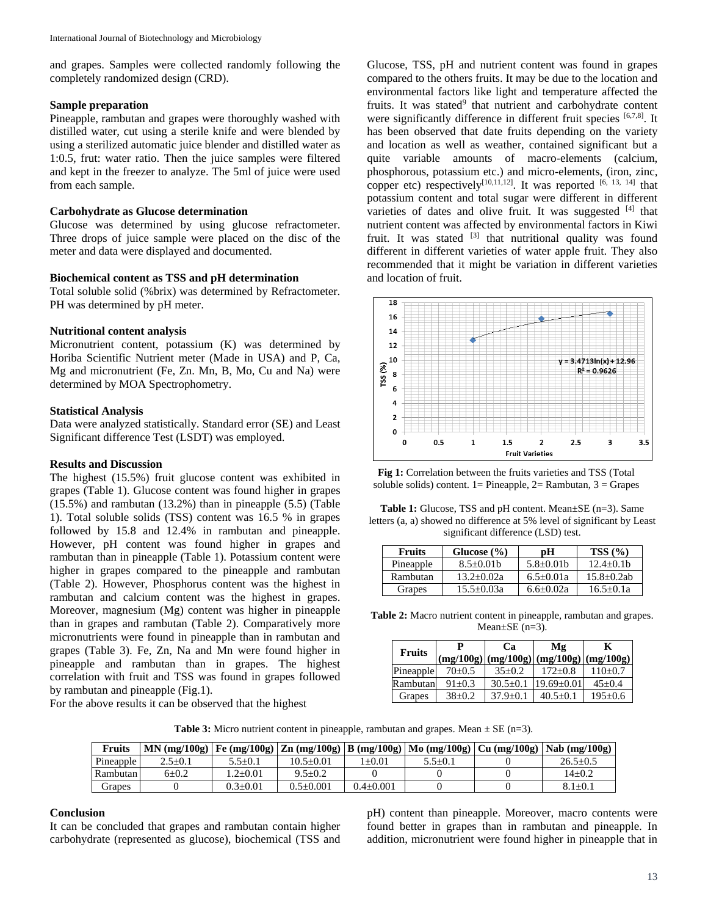and grapes. Samples were collected randomly following the completely randomized design (CRD).

### Sample preparation

Pineapple, rambutan and grapes were thoroughly washed with distilled water, cut using a sterile knife and were blended by using a sterilized automatic juice blender and distilled water as 1:0.5, frut: water ratio. Then the juice samples were filtered and kept in the freezer to analyze. The 5ml of juice were used from each sample.

### Carbohydrate as Glucose determination

Glucose was determined by using glucose refractometer. Three drops of juice sample were placed on the disc of the meter and data were displayed and documented.

### Biochemical content as TSS and pH determination

Total soluble solid (%brix) was determined by Refractometer. PH was determined by pH meter.

### Nutritional content analysis

Micronutrient content, potassium (K) was determined by Horiba Scientific Nutrient meter (Made in USA) and P, Ca, Mg and micronutrient (Fe, Zn. Mn, B, Mo, Cu and Na) were determined by MOA Spectrophometry.

### Statistical Analysis

Data were analyzed statistically. Standard error (SE) and Least Significant difference Test (LSDT) was employed.

### Results and Discussion

The highest (15.5%) fruit glucose content was exhibited in grapes (Table 1). Glucose content was found higher in grapes (15.5%) and rambutan (13.2%) than in pineapple (5.5) (Table 1). Total soluble solids (TSS) content was 16.5 % in grapes followed by 15.8 and 12.4% in rambutan and pineapple. However, pH content was found higher in grapes and rambutan than in pineapple (Table 1). Potassium content were higher in grapes compared to the pineapple and rambutan (Table 2). However, Phosphorus content was the highest in rambutan and calcium content was the highest in grapes. Moreover, magnesium (Mg) content was higher in pineapple than in grapes and rambutan (Table 2). Comparatively more micronutrients were found in pineapple than in rambutan and grapes (Table 3). Fe, Zn, Na and Mn were found higher in pineapple and rambutan than in grapes. The highest correlation with fruit and TSS was found in grapes followed by rambutan and pineapple (Fig.1).

For the above results it can be observed that the highest Glucose, TSS, pH and nutrient content was found in grapes compared to the others fruits. It may be due to the location and environmental factors like light and temperature affected the fruits. It was stated[9] that nutrient and carbohydrate content were significantly difference in different fruit species [6,7,8]. It has been observed that date fruits depending on the variety and location as well as weather, contained significant but a quite variable amounts of macro-elements (calcium, phosphorous, potassium etc.) and micro-elements, (iron, zinc, copper etc) respectively[10,11,12]. It was reported [6, 13, 14] that potassium content and total sugar were different in different varieties of dates and olive fruit. It was suggested [4] that nutrient content was affected by environmental factors in Kiwi fruit. It was stated [3] that nutritional quality was found different in different varieties of water apple fruit. They also recommended that it might be variation in different varieties and location of fruit.

**Fig 1:** Correlation between the fruits varieties and TSS (Total soluble solids) content. 1= Pineapple, 2= Rambutan, 3 = Grapes

**Table 1:** Glucose, TSS and pH content. Mean±SE (n=3). Same letters (a, a) showed no difference at 5% level of significant by Least significant difference (LSD) test.

| Fruits | Glucose (%) | pH | TSS (%) |
|---|---|---|---|
| Pineapple | 8.5±0.01b | 5.8±0.01b | 12.4±0.1b |
| Rambutan | 13.2±0.02a | 6.5±0.01a | 15.8±0.2ab |
| Grapes | 15.5±0.03a | 6.6±0.02a | 16.5±0.1a |

**Table 2:** Macro nutrient content in pineapple, rambutan and grapes. Mean±SE (n=3).

| Fruits | P (mg/100g) | Ca (mg/100g) | Mg (mg/100g) | K (mg/100g) |
|---|---|---|---|---|
| Pineapple | 70±0.5 | 35±0.2 | 172±0.8 | 110±0.7 |
| Rambutan | 91±0.3 | 30.5±0.1 | 19.69±0.01 | 45±0.4 |
| Grapes | 38±0.2 | 37.9±0.1 | 40.5±0.1 | 195±0.6 |

**Table 3:** Micro nutrient content in pineapple, rambutan and grapes. Mean ± SE (n=3).

| Fruits | MN (mg/100g) | Fe (mg/100g) | Zn (mg/100g) | B (mg/100g) | Mo (mg/100g) | Cu (mg/100g) | Nab (mg/100g) |
|---|---|---|---|---|---|---|---|
| Pineapple | 2.5±0.1 | 5.5±0.1 | 10.5±0.01 | 1±0.01 | 5.5±0.1 | 0 | 26.5±0.5 |
| Rambutan | 6±0.2 | 1.2±0.01 | 9.5±0.2 | 0 | 0 | 0 | 14±0.2 |
| Grapes | 0 | 0.3±0.01 | 0.5±0.001 | 0.4±0.001 | 0 | 0 | 8.1±0.1 |

### Conclusion

It can be concluded that grapes and rambutan contain higher carbohydrate (represented as glucose), biochemical (TSS and pH) content than pineapple. Moreover, macro contents were found better in grapes than in rambutan and pineapple. In addition, micronutrient were found higher in pineapple that in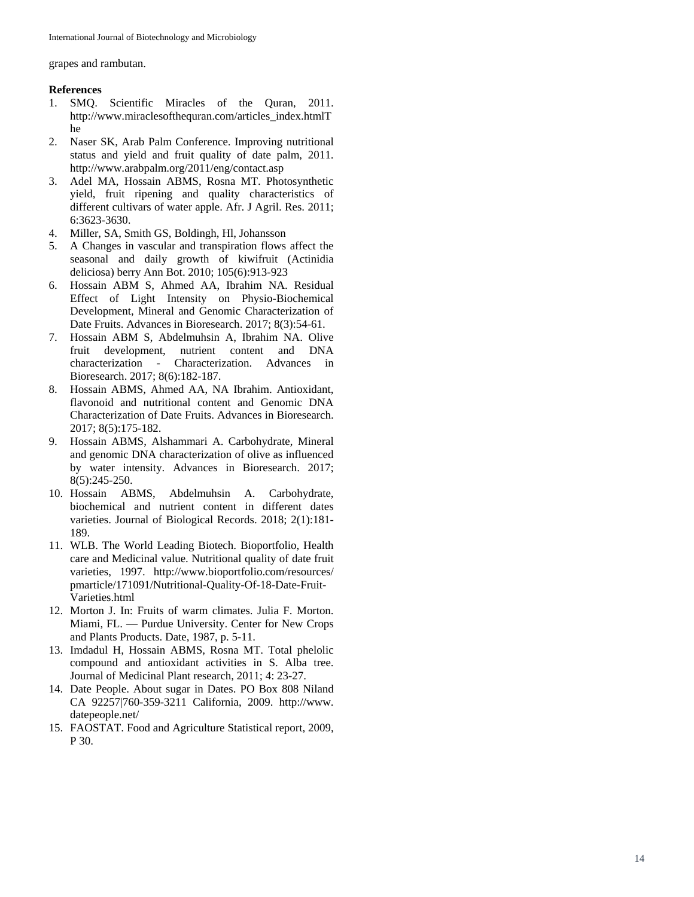grapes and rambutan.

**References**

1. SMQ. Scientific Miracles of the Quran, 2011. http://www.miraclesofthequran.com/articles_index.htmlThe
2. Naser SK, Arab Palm Conference. Improving nutritional status and yield and fruit quality of date palm, 2011. http://www.arabpalm.org/2011/eng/contact.asp
3. Adel MA, Hossain ABMS, Rosna MT. Photosynthetic yield, fruit ripening and quality characteristics of different cultivars of water apple. Afr. J Agril. Res. 2011; 6:3623-3630.
4. Miller, SA, Smith GS, Boldingh, Hl, Johansson
5. A Changes in vascular and transpiration flows affect the seasonal and daily growth of kiwifruit (Actinidia deliciosa) berry Ann Bot. 2010; 105(6):913-923
6. Hossain ABM S, Ahmed AA, Ibrahim NA. Residual Effect of Light Intensity on Physio-Biochemical Development, Mineral and Genomic Characterization of Date Fruits. Advances in Bioresearch. 2017; 8(3):54-61.
7. Hossain ABM S, Abdelmuhsin A, Ibrahim NA. Olive fruit development, nutrient content and DNA characterization - Characterization. Advances in Bioresearch. 2017; 8(6):182-187.
8. Hossain ABMS, Ahmed AA, NA Ibrahim. Antioxidant, flavonoid and nutritional content and Genomic DNA Characterization of Date Fruits. Advances in Bioresearch. 2017; 8(5):175-182.
9. Hossain ABMS, Alshammari A. Carbohydrate, Mineral and genomic DNA characterization of olive as influenced by water intensity. Advances in Bioresearch. 2017; 8(5):245-250.
10. Hossain ABMS, Abdelmuhsin A. Carbohydrate, biochemical and nutrient content in different dates varieties. Journal of Biological Records. 2018; 2(1):181-189.
11. WLB. The World Leading Biotech. Bioportfolio, Health care and Medicinal value. Nutritional quality of date fruit varieties, 1997. http://www.bioportfolio.com/resources/pmarticle/171091/Nutritional-Quality-Of-18-Date-Fruit-Varieties.html
12. Morton J. In: Fruits of warm climates. Julia F. Morton. Miami, FL. — Purdue University. Center for New Crops and Plants Products. Date, 1987, p. 5-11.
13. Imdadul H, Hossain ABMS, Rosna MT. Total phelolic compound and antioxidant activities in S. Alba tree. Journal of Medicinal Plant research, 2011; 4: 23-27.
14. Date People. About sugar in Dates. PO Box 808 Niland CA 92257|760-359-3211 California, 2009. http://www.datepeople.net/
15. FAOSTAT. Food and Agriculture Statistical report, 2009, P 30.